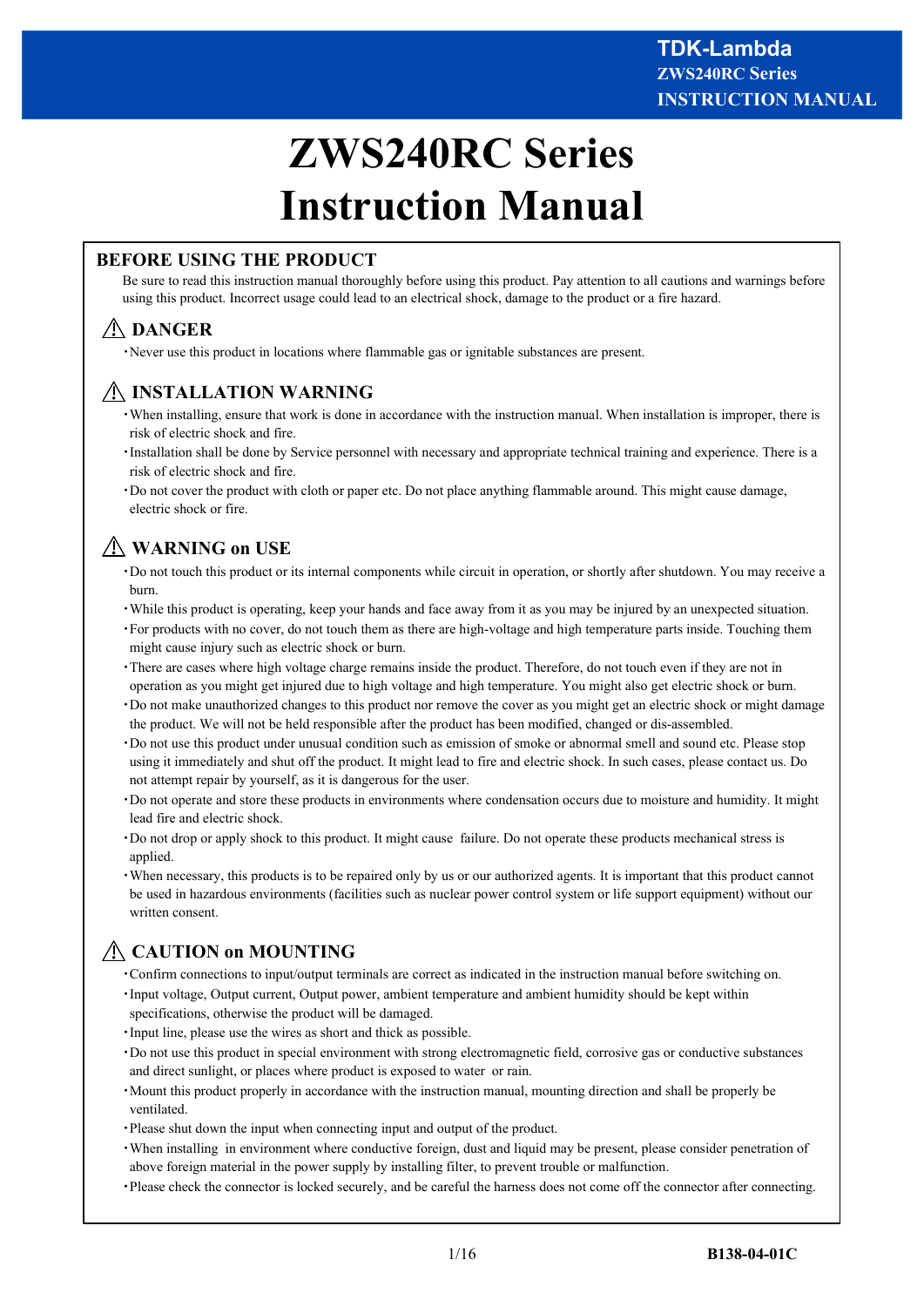# ZWS240RC Series Instruction Manual

## BEFORE USING THE PRODUCT

Be sure to read this instruction manual thoroughly before using this product. Pay attention to all cautions and warnings before using this product. Incorrect usage could lead to an electrical shock, damage to the product or a fire hazard.

### ⚠ DANGER

・Never use this product in locations where flammable gas or ignitable substances are present.

### ⚠ INSTALLATION WARNING

・When installing, ensure that work is done in accordance with the instruction manual. When installation is improper, there is risk of electric shock and fire.

・Installation shall be done by Service personnel with necessary and appropriate technical training and experience. There is a risk of electric shock and fire.

・Do not cover the product with cloth or paper etc. Do not place anything flammable around. This might cause damage, electric shock or fire.

### ⚠ WARNING on USE

・Do not touch this product or its internal components while circuit in operation, or shortly after shutdown. You may receive a burn.

・While this product is operating, keep your hands and face away from it as you may be injured by an unexpected situation.

・For products with no cover, do not touch them as there are high-voltage and high temperature parts inside. Touching them might cause injury such as electric shock or burn.

・There are cases where high voltage charge remains inside the product. Therefore, do not touch even if they are not in operation as you might get injured due to high voltage and high temperature. You might also get electric shock or burn.

・Do not make unauthorized changes to this product nor remove the cover as you might get an electric shock or might damage the product. We will not be held responsible after the product has been modified, changed or dis-assembled.

・Do not use this product under unusual condition such as emission of smoke or abnormal smell and sound etc. Please stop using it immediately and shut off the product. It might lead to fire and electric shock. In such cases, please contact us. Do not attempt repair by yourself, as it is dangerous for the user.

・Do not operate and store these products in environments where condensation occurs due to moisture and humidity. It might lead fire and electric shock.

・Do not drop or apply shock to this product. It might cause failure. Do not operate these products mechanical stress is applied.

・When necessary, this products is to be repaired only by us or our authorized agents. It is important that this product cannot be used in hazardous environments (facilities such as nuclear power control system or life support equipment) without our written consent.

### ⚠ CAUTION on MOUNTING

・Confirm connections to input/output terminals are correct as indicated in the instruction manual before switching on.

・Input voltage, Output current, Output power, ambient temperature and ambient humidity should be kept within specifications, otherwise the product will be damaged.

・Input line, please use the wires as short and thick as possible.

・Do not use this product in special environment with strong electromagnetic field, corrosive gas or conductive substances and direct sunlight, or places where product is exposed to water or rain.

・Mount this product properly in accordance with the instruction manual, mounting direction and shall be properly be ventilated.

・Please shut down the input when connecting input and output of the product.

・When installing in environment where conductive foreign, dust and liquid may be present, please consider penetration of above foreign material in the power supply by installing filter, to prevent trouble or malfunction.

・Please check the connector is locked securely, and be careful the harness does not come off the connector after connecting.

B138-04-01C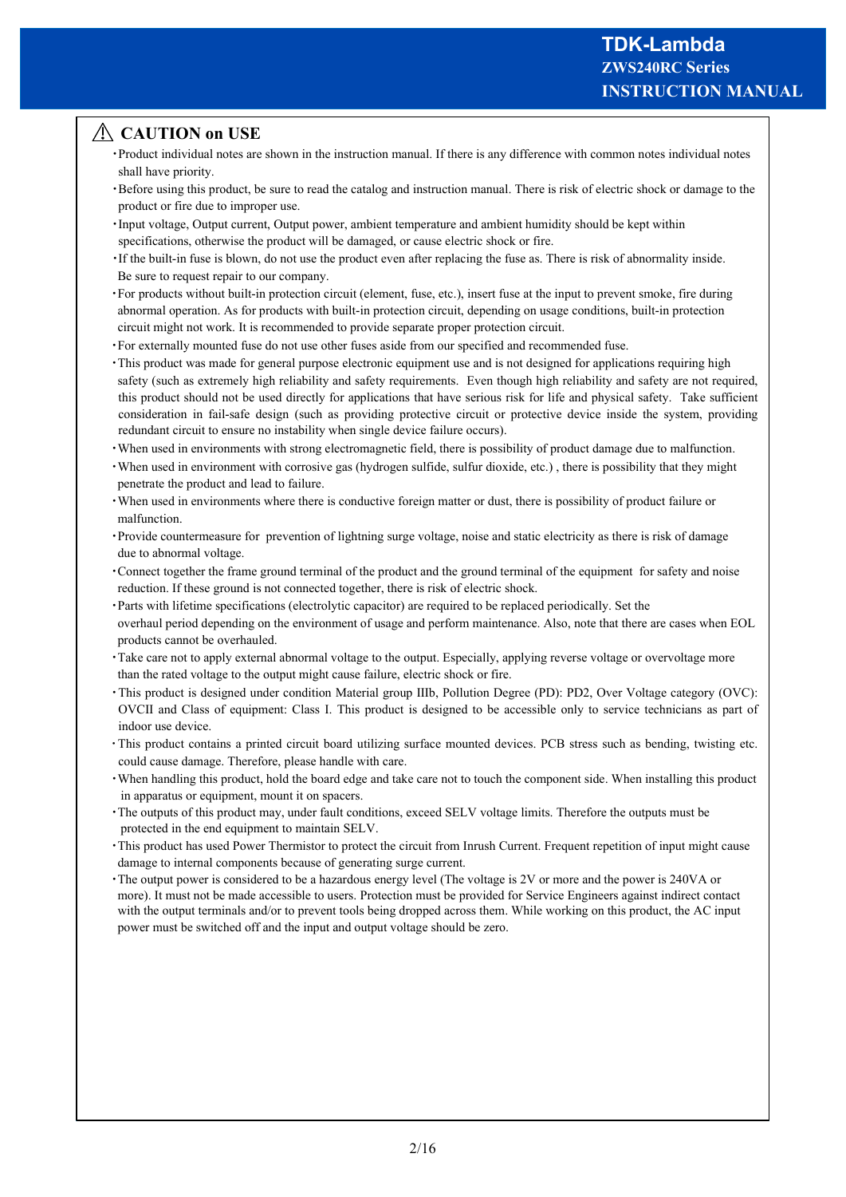## ⚠ CAUTION on USE

- Product individual notes are shown in the instruction manual. If there is any difference with common notes individual notes shall have priority.
- Before using this product, be sure to read the catalog and instruction manual. There is risk of electric shock or damage to the product or fire due to improper use.
- Input voltage, Output current, Output power, ambient temperature and ambient humidity should be kept within specifications, otherwise the product will be damaged, or cause electric shock or fire.
- If the built-in fuse is blown, do not use the product even after replacing the fuse as. There is risk of abnormality inside. Be sure to request repair to our company.
- For products without built-in protection circuit (element, fuse, etc.), insert fuse at the input to prevent smoke, fire during abnormal operation. As for products with built-in protection circuit, depending on usage conditions, built-in protection circuit might not work. It is recommended to provide separate proper protection circuit.
- For externally mounted fuse do not use other fuses aside from our specified and recommended fuse.
- This product was made for general purpose electronic equipment use and is not designed for applications requiring high safety (such as extremely high reliability and safety requirements. Even though high reliability and safety are not required, this product should not be used directly for applications that have serious risk for life and physical safety. Take sufficient consideration in fail-safe design (such as providing protective circuit or protective device inside the system, providing redundant circuit to ensure no instability when single device failure occurs).
- When used in environments with strong electromagnetic field, there is possibility of product damage due to malfunction.
- When used in environment with corrosive gas (hydrogen sulfide, sulfur dioxide, etc.) , there is possibility that they might penetrate the product and lead to failure.
- When used in environments where there is conductive foreign matter or dust, there is possibility of product failure or malfunction.
- Provide countermeasure for prevention of lightning surge voltage, noise and static electricity as there is risk of damage due to abnormal voltage.
- Connect together the frame ground terminal of the product and the ground terminal of the equipment for safety and noise reduction. If these ground is not connected together, there is risk of electric shock.
- Parts with lifetime specifications (electrolytic capacitor) are required to be replaced periodically. Set the overhaul period depending on the environment of usage and perform maintenance. Also, note that there are cases when EOL products cannot be overhauled.
- Take care not to apply external abnormal voltage to the output. Especially, applying reverse voltage or overvoltage more than the rated voltage to the output might cause failure, electric shock or fire.
- This product is designed under condition Material group IIIb, Pollution Degree (PD): PD2, Over Voltage category (OVC): OVCII and Class of equipment: Class I. This product is designed to be accessible only to service technicians as part of indoor use device.
- This product contains a printed circuit board utilizing surface mounted devices. PCB stress such as bending, twisting etc. could cause damage. Therefore, please handle with care.
- When handling this product, hold the board edge and take care not to touch the component side. When installing this product in apparatus or equipment, mount it on spacers.
- The outputs of this product may, under fault conditions, exceed SELV voltage limits. Therefore the outputs must be protected in the end equipment to maintain SELV.
- This product has used Power Thermistor to protect the circuit from Inrush Current. Frequent repetition of input might cause damage to internal components because of generating surge current.
- The output power is considered to be a hazardous energy level (The voltage is 2V or more and the power is 240VA or more). It must not be made accessible to users. Protection must be provided for Service Engineers against indirect contact with the output terminals and/or to prevent tools being dropped across them. While working on this product, the AC input power must be switched off and the input and output voltage should be zero.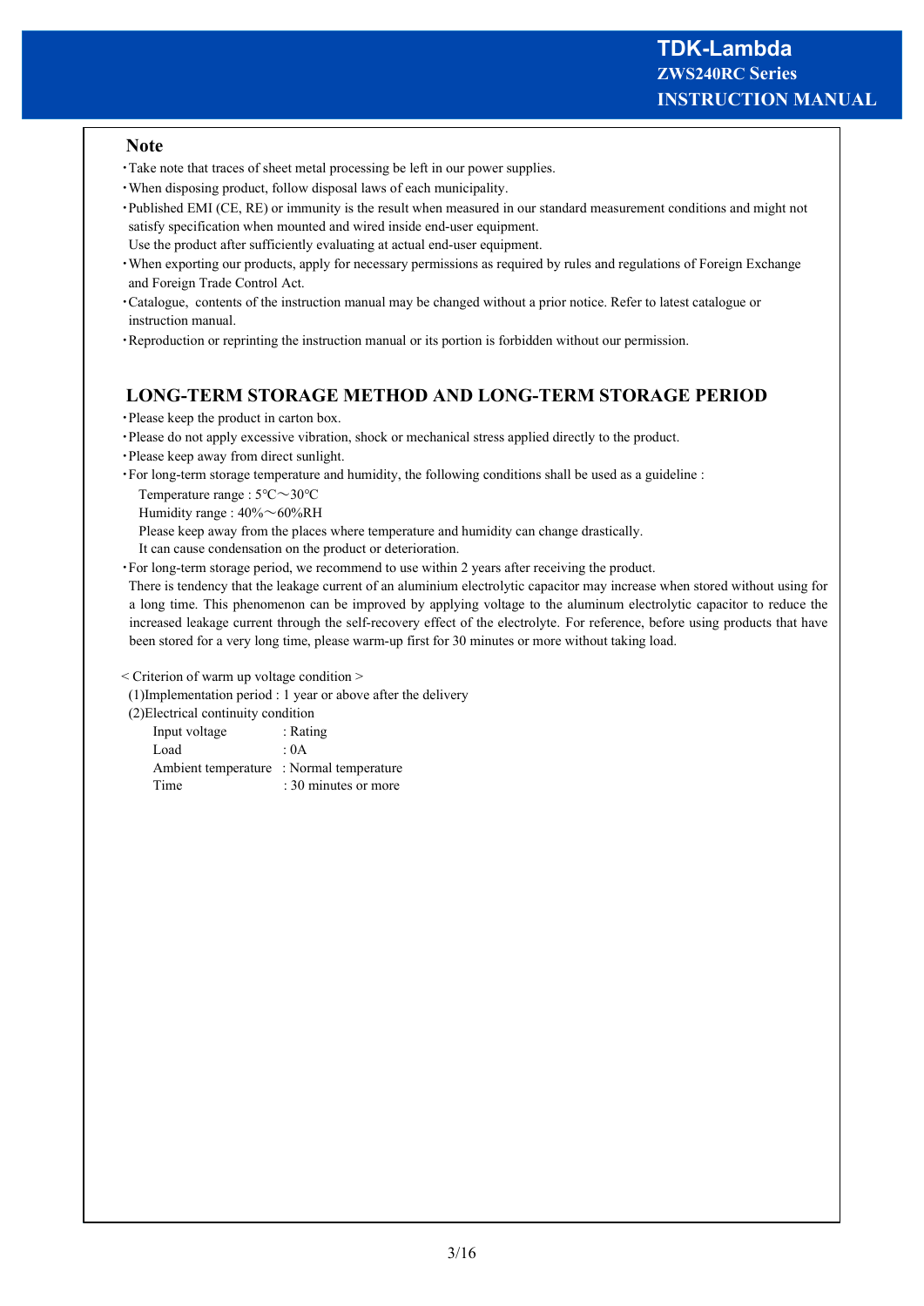## Note

- Take note that traces of sheet metal processing be left in our power supplies.
- When disposing product, follow disposal laws of each municipality.
- Published EMI (CE, RE) or immunity is the result when measured in our standard measurement conditions and might not satisfy specification when mounted and wired inside end-user equipment.
  Use the product after sufficiently evaluating at actual end-user equipment.
- When exporting our products, apply for necessary permissions as required by rules and regulations of Foreign Exchange and Foreign Trade Control Act.
- Catalogue, contents of the instruction manual may be changed without a prior notice. Refer to latest catalogue or instruction manual.
- Reproduction or reprinting the instruction manual or its portion is forbidden without our permission.

## LONG-TERM STORAGE METHOD AND LONG-TERM STORAGE PERIOD

- Please keep the product in carton box.
- Please do not apply excessive vibration, shock or mechanical stress applied directly to the product.
- Please keep away from direct sunlight.
- For long-term storage temperature and humidity, the following conditions shall be used as a guideline :
  Temperature range : 5℃～30℃
  Humidity range : 40%～60%RH
  Please keep away from the places where temperature and humidity can change drastically.
  It can cause condensation on the product or deterioration.
- For long-term storage period, we recommend to use within 2 years after receiving the product.
  There is tendency that the leakage current of an aluminium electrolytic capacitor may increase when stored without using for a long time. This phenomenon can be improved by applying voltage to the aluminum electrolytic capacitor to reduce the increased leakage current through the self-recovery effect of the electrolyte. For reference, before using products that have been stored for a very long time, please warm-up first for 30 minutes or more without taking load.

< Criterion of warm up voltage condition >

(1)Implementation period : 1 year or above after the delivery

(2)Electrical continuity condition

| | |
|---|---|
| Input voltage | : Rating |
| Load | : 0A |
| Ambient temperature | : Normal temperature |
| Time | : 30 minutes or more |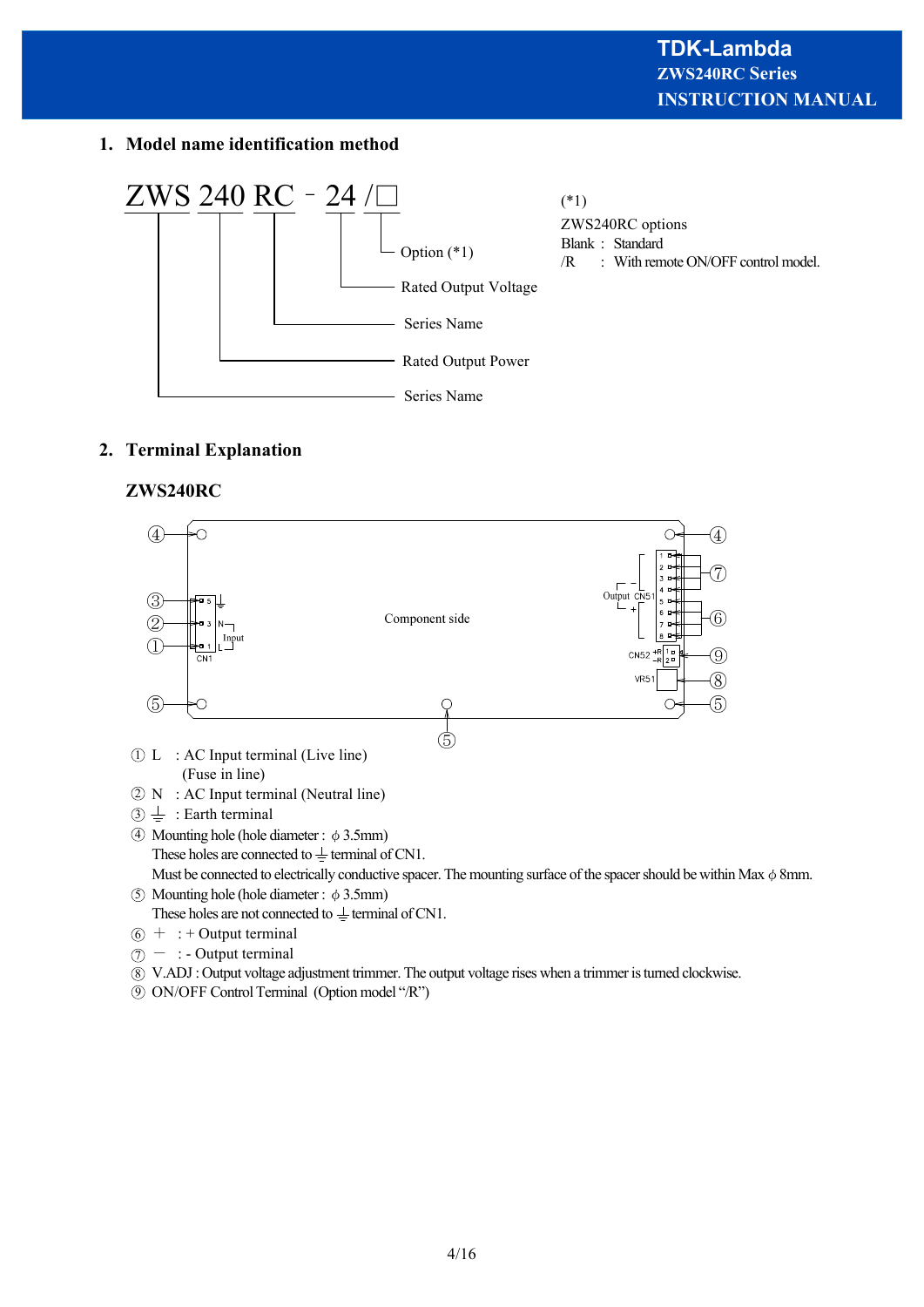## 1. Model name identification method

ZWS 240 RC - 24 /□

- ZWS: Series Name
- 240: Rated Output Power
- RC: Series Name
- 24: Rated Output Voltage
- □: Option (*1)

(*1)
ZWS240RC options
Blank : Standard
/R : With remote ON/OFF control model.

## 2. Terminal Explanation

### ZWS240RC

Component side

CN1: 1 L, 3 N (Input), 5 ⏚
CN51: Output 1–4 (−), 5–8 (+)
CN52: 1 +R, 2 −R
VR51

① L : AC Input terminal (Live line)
(Fuse in line)
② N : AC Input terminal (Neutral line)
③ ⏚ : Earth terminal
④ Mounting hole (hole diameter : φ 3.5mm)
These holes are connected to ⏚ terminal of CN1.
Must be connected to electrically conductive spacer. The mounting surface of the spacer should be within Max φ 8mm.
⑤ Mounting hole (hole diameter : φ 3.5mm)
These holes are not connected to ⏚ terminal of CN1.
⑥ + : + Output terminal
⑦ − : - Output terminal
⑧ V.ADJ : Output voltage adjustment trimmer. The output voltage rises when a trimmer is turned clockwise.
⑨ ON/OFF Control Terminal (Option model "/R")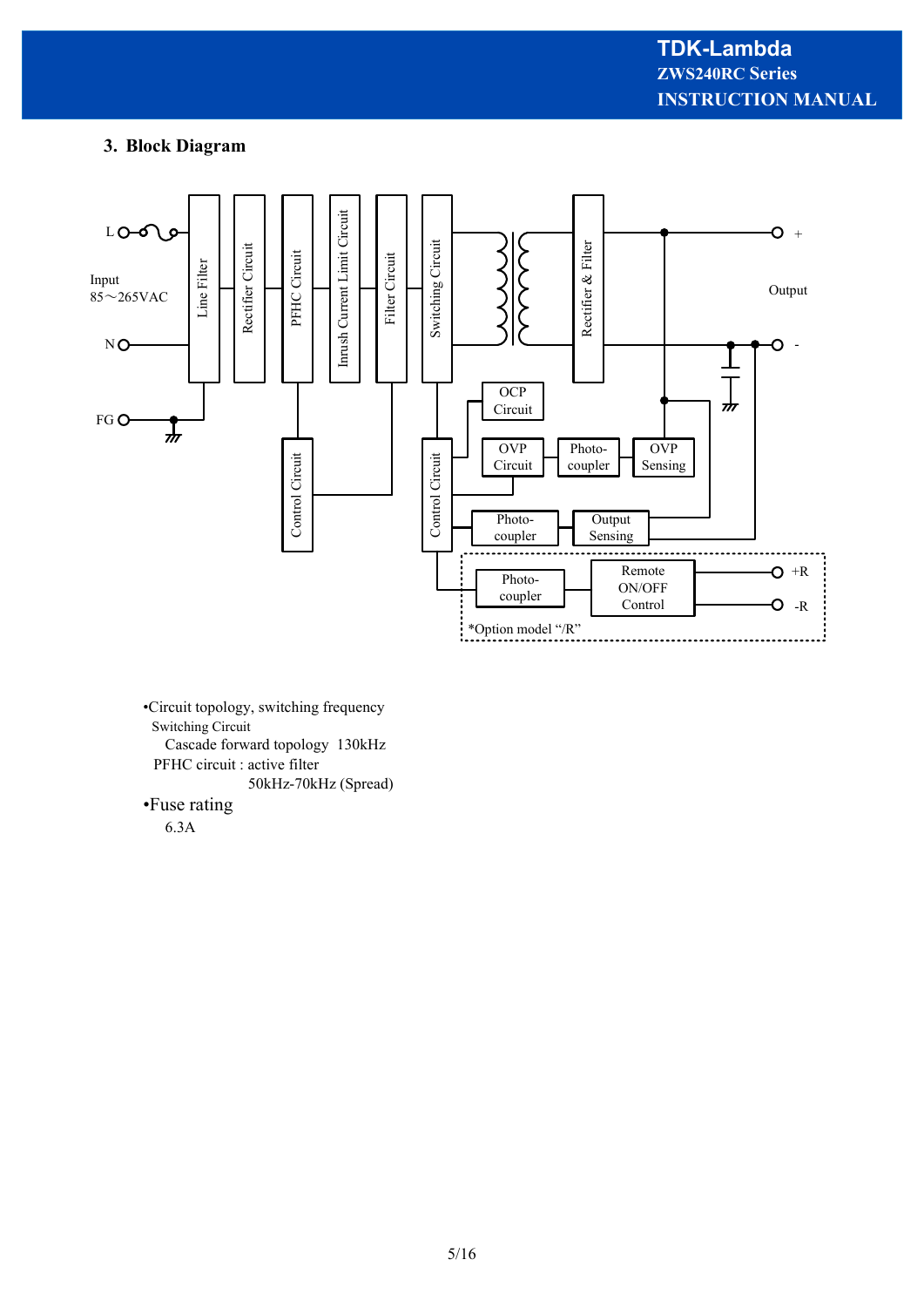## 3. Block Diagram

L
Input
85～265VAC
N
FG

Line Filter
Rectifier Circuit
PFHC Circuit
Inrush Current Limit Circuit
Filter Circuit
Switching Circuit
Rectifier & Filter
Control Circuit
Control Circuit
OCP Circuit
OVP Circuit
Photo-coupler
OVP Sensing
Photo-coupler
Output Sensing
Photo-coupler
Remote ON/OFF Control

+
Output
-
+R
-R

*Option model "/R"

- Circuit topology, switching frequency
  - Switching Circuit
    - Cascade forward topology 130kHz
  - PFHC circuit : active filter
    - 50kHz-70kHz (Spread)
- Fuse rating
  - 6.3A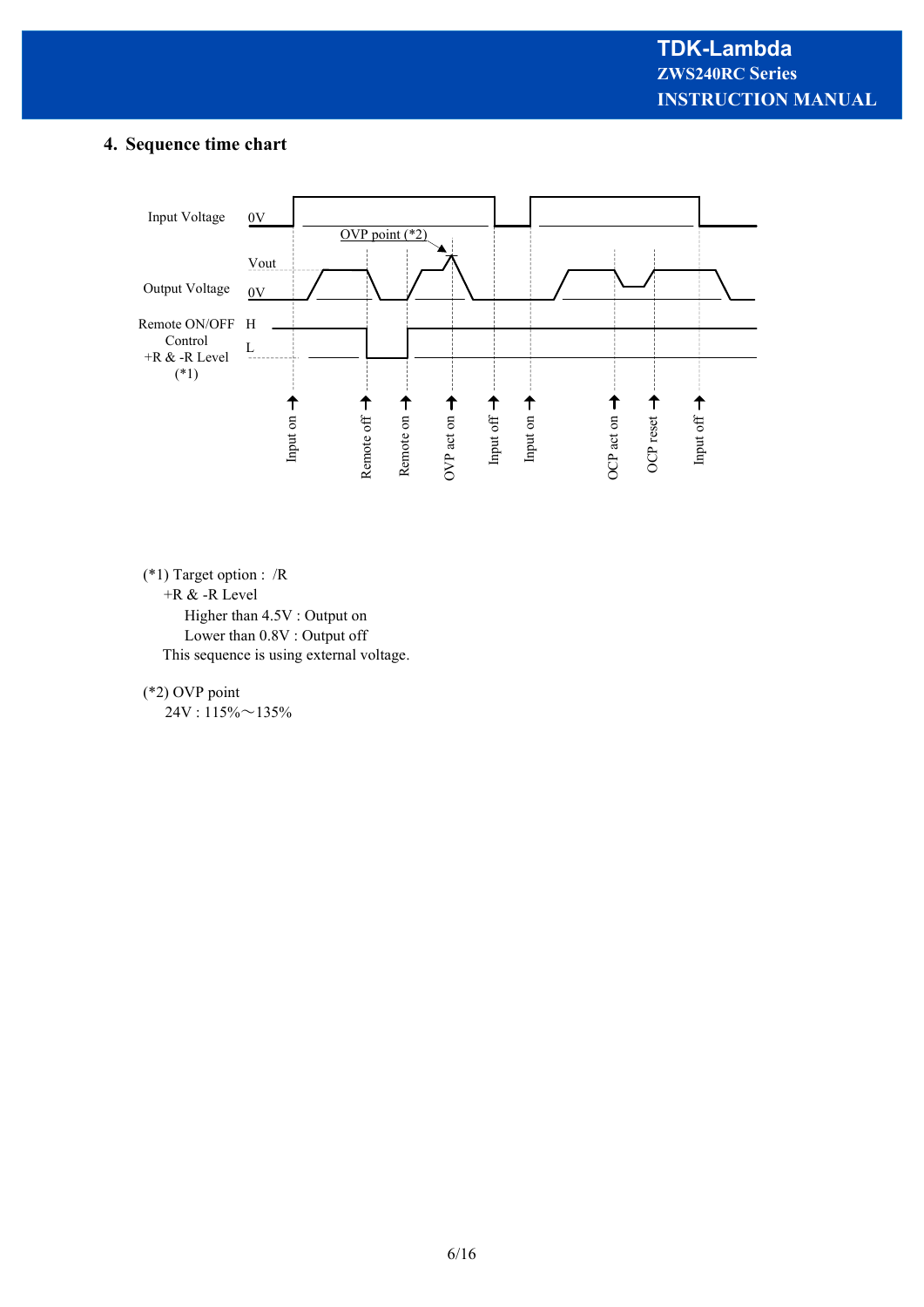## 4. Sequence time chart

Input Voltage 0V

OVP point (*2)

Vout

Output Voltage 0V

Remote ON/OFF Control +R & -R Level (*1) H L

Input on, Remote off, Remote on, OVP act on, Input off, Input on, OCP act on, OCP reset, Input off

(*1) Target option : /R

+R & -R Level

Higher than 4.5V : Output on

Lower than 0.8V : Output off

This sequence is using external voltage.

(*2) OVP point

24V : 115%～135%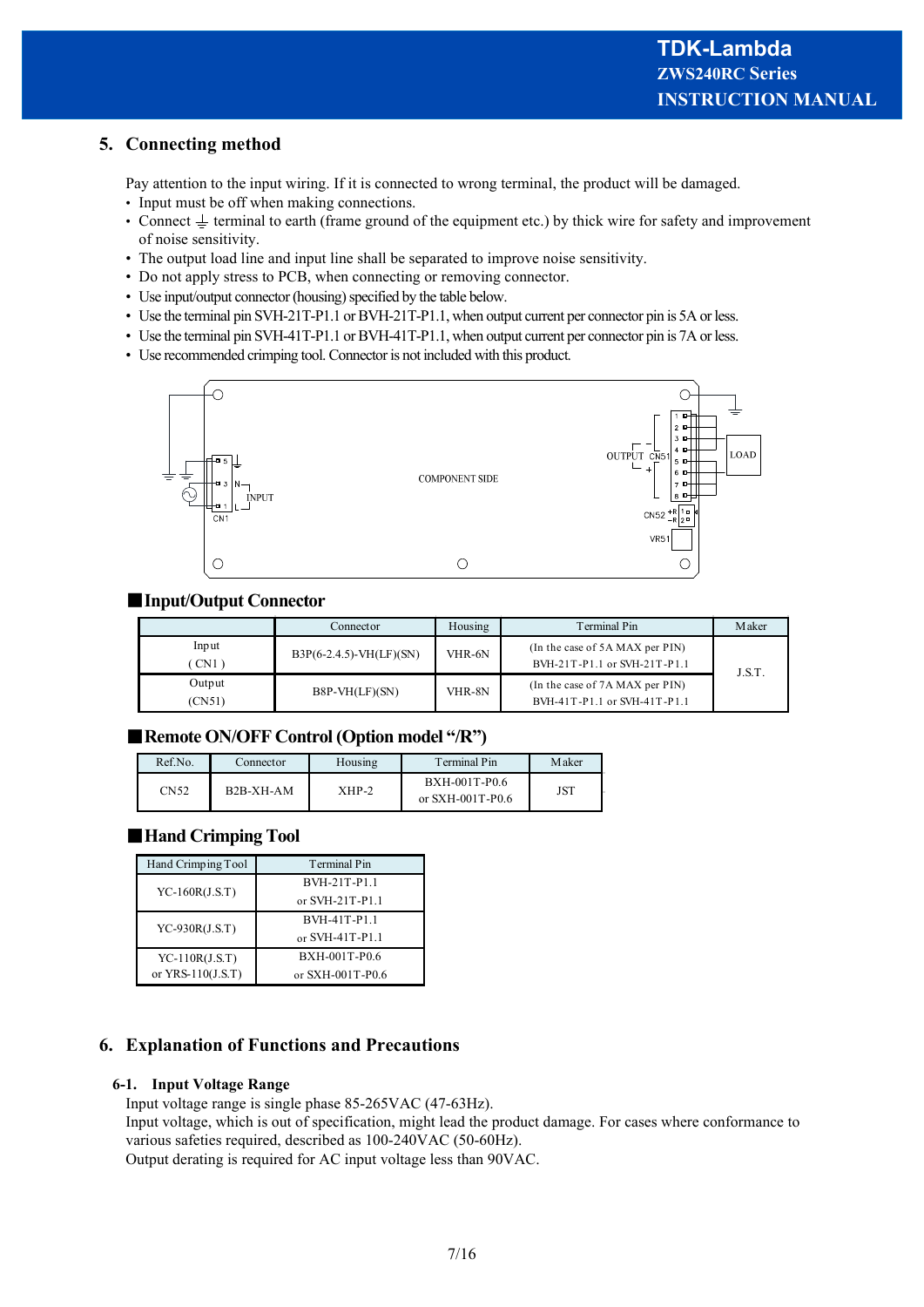## 5. Connecting method

Pay attention to the input wiring. If it is connected to wrong terminal, the product will be damaged.

- Input must be off when making connections.
- Connect ⏚ terminal to earth (frame ground of the equipment etc.) by thick wire for safety and improvement of noise sensitivity.
- The output load line and input line shall be separated to improve noise sensitivity.
- Do not apply stress to PCB, when connecting or removing connector.
- Use input/output connector (housing) specified by the table below.
- Use the terminal pin SVH-21T-P1.1 or BVH-21T-P1.1, when output current per connector pin is 5A or less.
- Use the terminal pin SVH-41T-P1.1 or BVH-41T-P1.1, when output current per connector pin is 7A or less.
- Use recommended crimping tool. Connector is not included with this product.

COMPONENT SIDE

INPUT CN1 | OUTPUT CN51 | LOAD | CN52 | VR51

### ■Input/Output Connector

| | Connector | Housing | Terminal Pin | Maker |
|---|---|---|---|---|
| Input (CN1) | B3P(6-2.4.5)-VH(LF)(SN) | VHR-6N | (In the case of 5A MAX per PIN) BVH-21T-P1.1 or SVH-21T-P1.1 | J.S.T. |
| Output (CN51) | B8P-VH(LF)(SN) | VHR-8N | (In the case of 7A MAX per PIN) BVH-41T-P1.1 or SVH-41T-P1.1 | |

### ■Remote ON/OFF Control (Option model "/R")

| Ref.No. | Connector | Housing | Terminal Pin | Maker |
|---|---|---|---|---|
| CN52 | B2B-XH-AM | XHP-2 | BXH-001T-P0.6 or SXH-001T-P0.6 | JST |

### ■Hand Crimping Tool

| Hand Crimping Tool | Terminal Pin |
|---|---|
| YC-160R(J.S.T) | BVH-21T-P1.1 or SVH-21T-P1.1 |
| YC-930R(J.S.T) | BVH-41T-P1.1 or SVH-41T-P1.1 |
| YC-110R(J.S.T) or YRS-110(J.S.T) | BXH-001T-P0.6 or SXH-001T-P0.6 |

## 6. Explanation of Functions and Precautions

### 6-1. Input Voltage Range

Input voltage range is single phase 85-265VAC (47-63Hz).
Input voltage, which is out of specification, might lead the product damage. For cases where conformance to various safeties required, described as 100-240VAC (50-60Hz).
Output derating is required for AC input voltage less than 90VAC.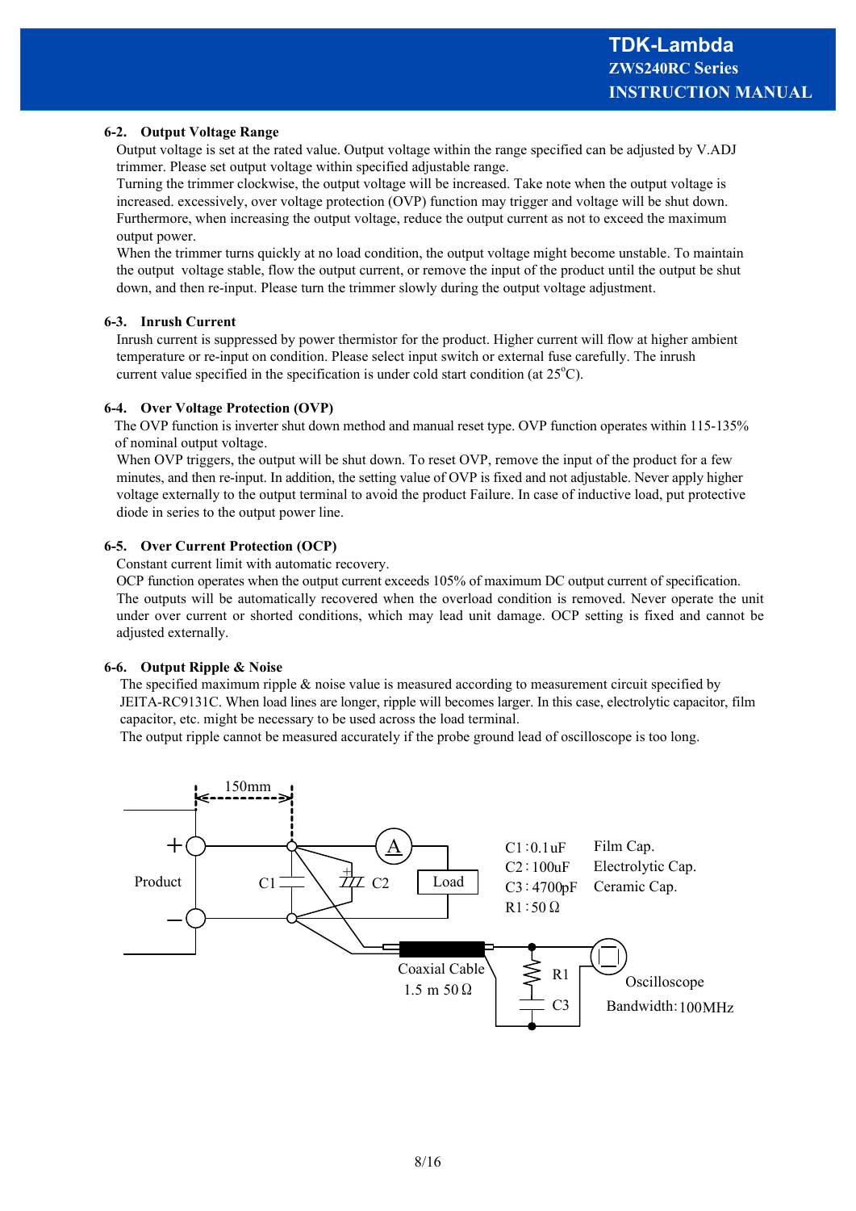### 6-2. Output Voltage Range

Output voltage is set at the rated value. Output voltage within the range specified can be adjusted by V.ADJ trimmer. Please set output voltage within specified adjustable range.

Turning the trimmer clockwise, the output voltage will be increased. Take note when the output voltage is increased. excessively, over voltage protection (OVP) function may trigger and voltage will be shut down. Furthermore, when increasing the output voltage, reduce the output current as not to exceed the maximum output power.

When the trimmer turns quickly at no load condition, the output voltage might become unstable. To maintain the output voltage stable, flow the output current, or remove the input of the product until the output be shut down, and then re-input. Please turn the trimmer slowly during the output voltage adjustment.

### 6-3. Inrush Current

Inrush current is suppressed by power thermistor for the product. Higher current will flow at higher ambient temperature or re-input on condition. Please select input switch or external fuse carefully. The inrush current value specified in the specification is under cold start condition (at 25°C).

### 6-4. Over Voltage Protection (OVP)

The OVP function is inverter shut down method and manual reset type. OVP function operates within 115-135% of nominal output voltage.

When OVP triggers, the output will be shut down. To reset OVP, remove the input of the product for a few minutes, and then re-input. In addition, the setting value of OVP is fixed and not adjustable. Never apply higher voltage externally to the output terminal to avoid the product Failure. In case of inductive load, put protective diode in series to the output power line.

### 6-5. Over Current Protection (OCP)

Constant current limit with automatic recovery.

OCP function operates when the output current exceeds 105% of maximum DC output current of specification. The outputs will be automatically recovered when the overload condition is removed. Never operate the unit under over current or shorted conditions, which may lead unit damage. OCP setting is fixed and cannot be adjusted externally.

### 6-6. Output Ripple & Noise

The specified maximum ripple & noise value is measured according to measurement circuit specified by JEITA-RC9131C. When load lines are longer, ripple will becomes larger. In this case, electrolytic capacitor, film capacitor, etc. might be necessary to be used across the load terminal.

The output ripple cannot be measured accurately if the probe ground lead of oscilloscope is too long.

150mm

Product

C1 C2 Load

C1 : 0.1uF Film Cap.
C2 : 100uF Electrolytic Cap.
C3 : 4700pF Ceramic Cap.
R1 : 50 Ω

Coaxial Cable 1.5 m 50 Ω

R1 C3

Oscilloscope Bandwidth: 100MHz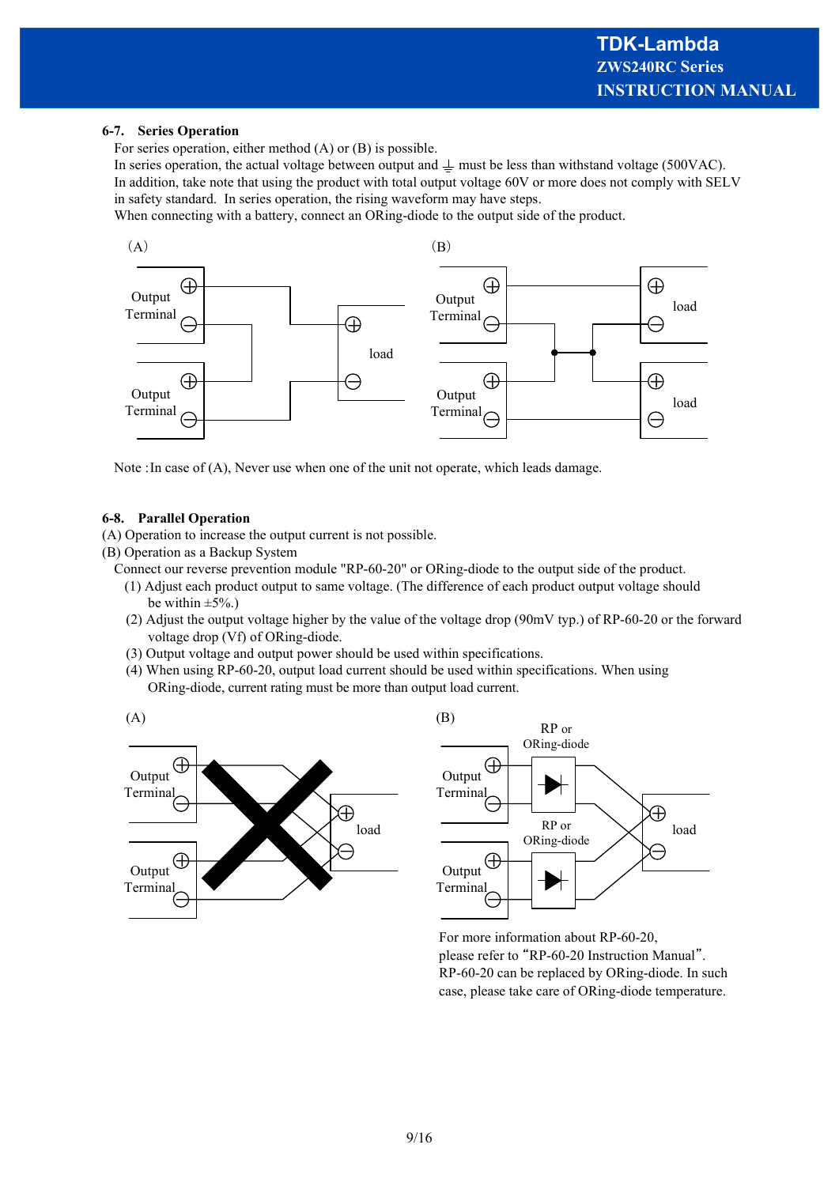### 6-7. Series Operation

For series operation, either method (A) or (B) is possible.
In series operation, the actual voltage between output and ⏚ must be less than withstand voltage (500VAC).
In addition, take note that using the product with total output voltage 60V or more does not comply with SELV in safety standard. In series operation, the rising waveform may have steps.
When connecting with a battery, connect an ORing-diode to the output side of the product.

(A)

(B)

Note :In case of (A), Never use when one of the unit not operate, which leads damage.

### 6-8. Parallel Operation

(A) Operation to increase the output current is not possible.
(B) Operation as a Backup System
Connect our reverse prevention module "RP-60-20" or ORing-diode to the output side of the product.

(1) Adjust each product output to same voltage. (The difference of each product output voltage should be within ±5%.)
(2) Adjust the output voltage higher by the value of the voltage drop (90mV typ.) of RP-60-20 or the forward voltage drop (Vf) of ORing-diode.
(3) Output voltage and output power should be used within specifications.
(4) When using RP-60-20, output load current should be used within specifications. When using ORing-diode, current rating must be more than output load current.

(A)

(B)

For more information about RP-60-20, please refer to "RP-60-20 Instruction Manual". RP-60-20 can be replaced by ORing-diode. In such case, please take care of ORing-diode temperature.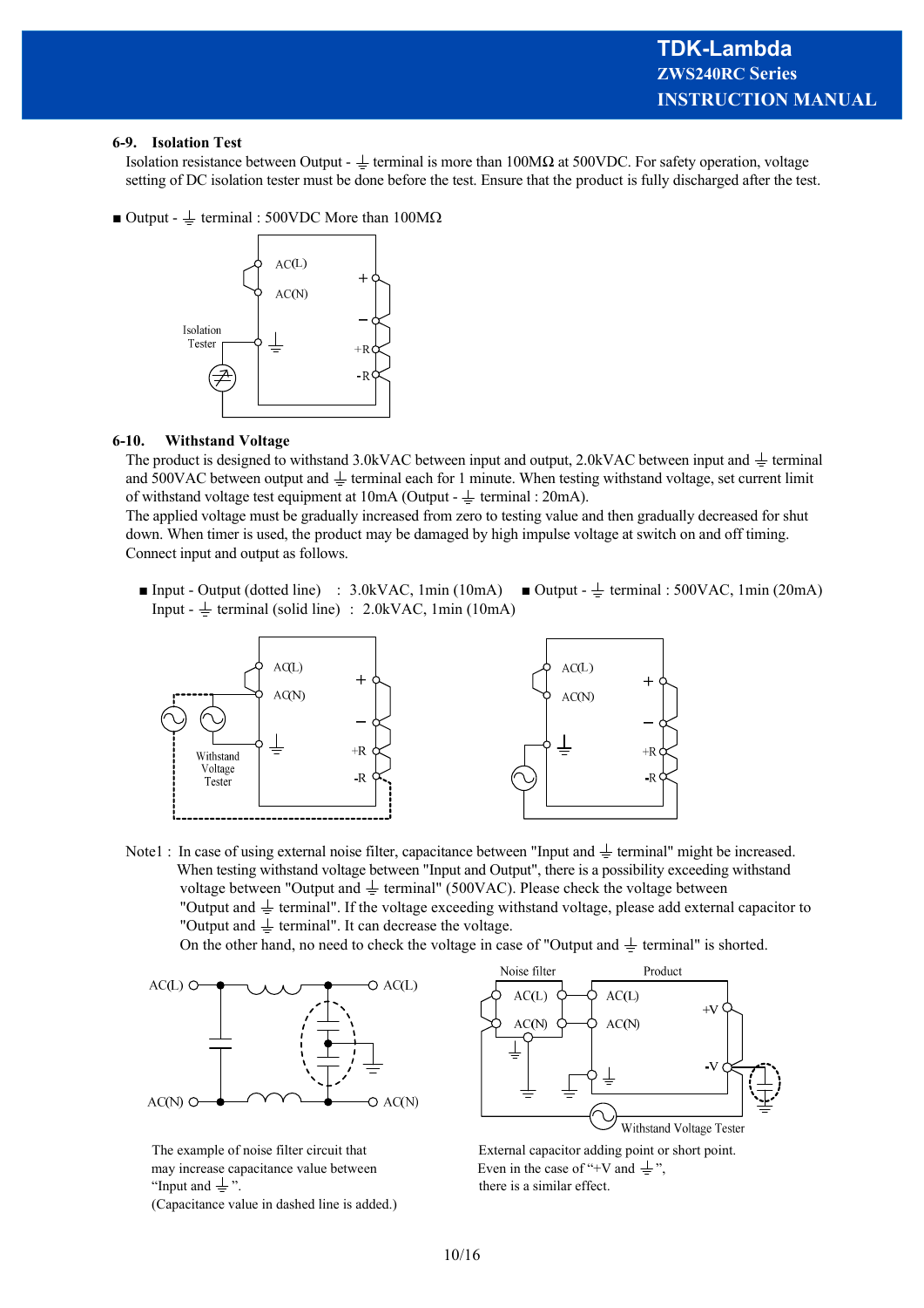### 6-9. Isolation Test

Isolation resistance between Output - ⏚ terminal is more than 100MΩ at 500VDC. For safety operation, voltage setting of DC isolation tester must be done before the test. Ensure that the product is fully discharged after the test.

■ Output - ⏚ terminal : 500VDC More than 100MΩ

AC(L)
AC(N)
Isolation Tester
+
−
+R
-R

### 6-10. Withstand Voltage

The product is designed to withstand 3.0kVAC between input and output, 2.0kVAC between input and ⏚ terminal and 500VAC between output and ⏚ terminal each for 1 minute. When testing withstand voltage, set current limit of withstand voltage test equipment at 10mA (Output - ⏚ terminal : 20mA).

The applied voltage must be gradually increased from zero to testing value and then gradually decreased for shut down. When timer is used, the product may be damaged by high impulse voltage at switch on and off timing.

Connect input and output as follows.

■ Input - Output (dotted line) : 3.0kVAC, 1min (10mA)
Input - ⏚ terminal (solid line) : 2.0kVAC, 1min (10mA)

■ Output - ⏚ terminal : 500VAC, 1min (20mA)

AC(L)
AC(N)
Withstand Voltage Tester
+
−
+R
-R

AC(L)
AC(N)
+
−
+R
-R

Note1 : In case of using external noise filter, capacitance between "Input and ⏚ terminal" might be increased. When testing withstand voltage between "Input and Output", there is a possibility exceeding withstand voltage between "Output and ⏚ terminal" (500VAC). Please check the voltage between "Output and ⏚ terminal". If the voltage exceeding withstand voltage, please add external capacitor to "Output and ⏚ terminal". It can decrease the voltage.

On the other hand, no need to check the voltage in case of "Output and ⏚ terminal" is shorted.

AC(L) AC(L)
AC(N) AC(N)

The example of noise filter circuit that may increase capacitance value between "Input and ⏚".
(Capacitance value in dashed line is added.)

Noise filter
Product
AC(L) AC(L)
AC(N) AC(N)
+V
-V
Withstand Voltage Tester

External capacitor adding point or short point.
Even in the case of "+V and ⏚",
there is a similar effect.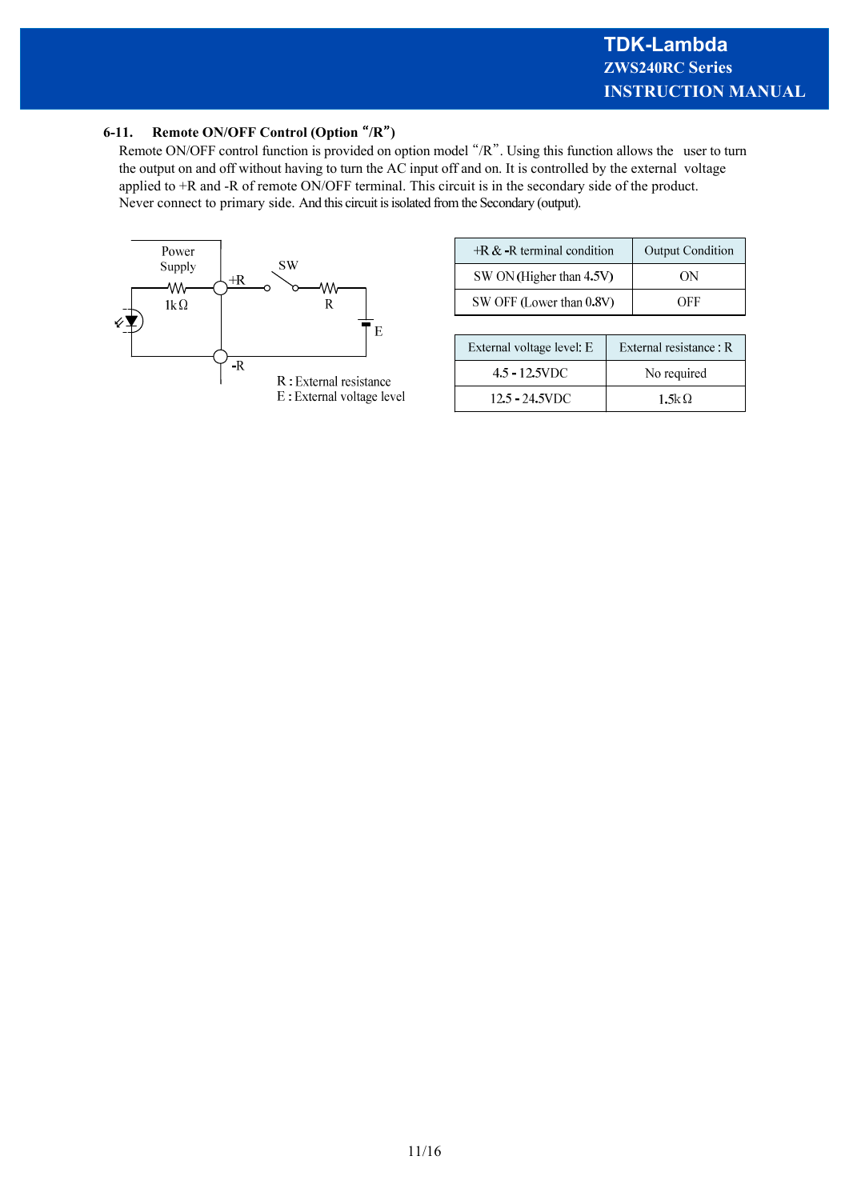### 6-11. Remote ON/OFF Control (Option "/R")

Remote ON/OFF control function is provided on option model "/R". Using this function allows the user to turn the output on and off without having to turn the AC input off and on. It is controlled by the external voltage applied to +R and -R of remote ON/OFF terminal. This circuit is in the secondary side of the product. Never connect to primary side. And this circuit is isolated from the Secondary (output).

Power Supply

1kΩ

+R

-R

SW

R

E

R : External resistance
E : External voltage level

| +R & -R terminal condition | Output Condition |
|---|---|
| SW ON (Higher than 4.5V) | ON |
| SW OFF (Lower than 0.8V) | OFF |

| External voltage level: E | External resistance : R |
|---|---|
| 4.5 - 12.5VDC | No required |
| 12.5 - 24.5VDC | 1.5kΩ |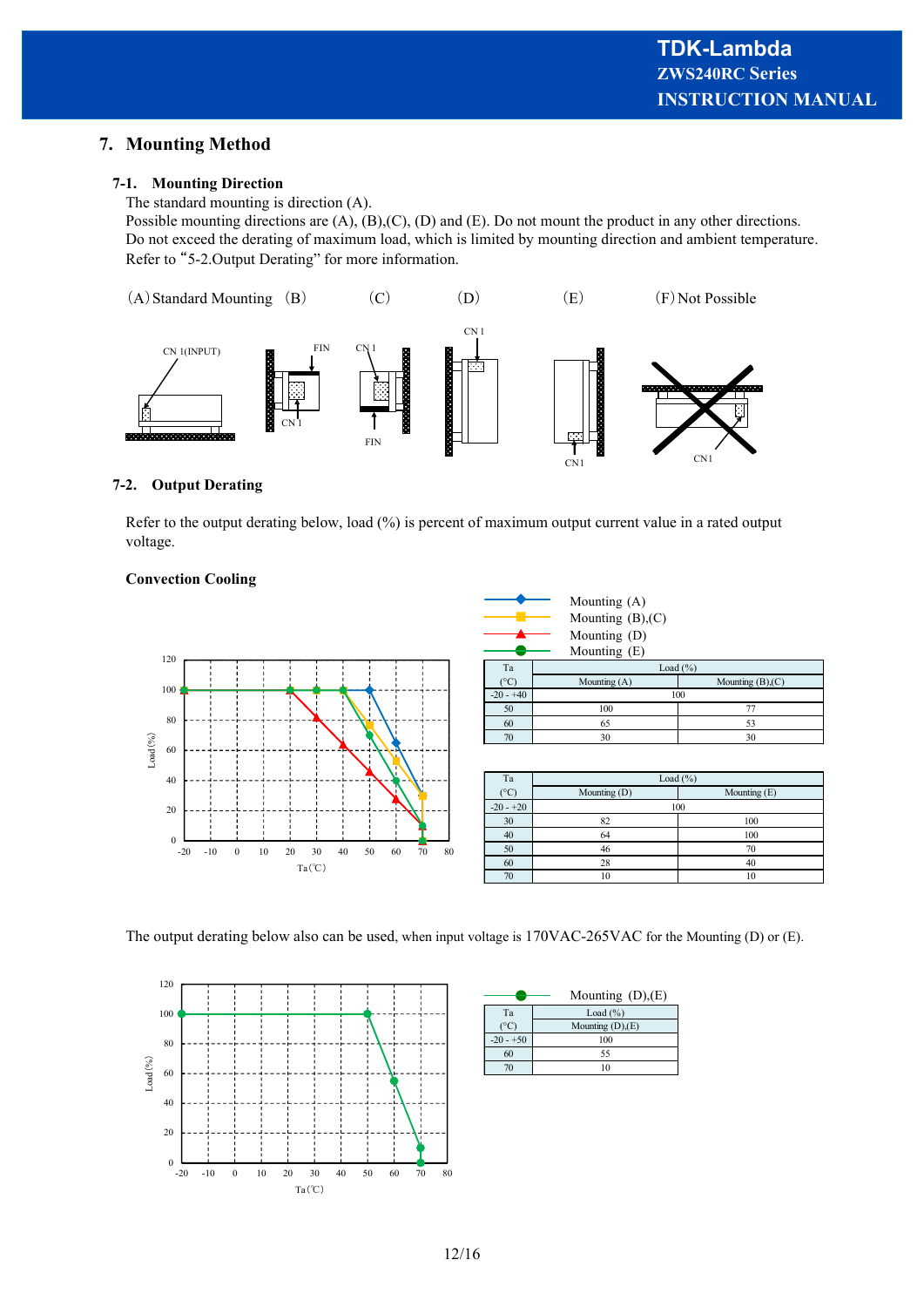## 7. Mounting Method

### 7-1. Mounting Direction

The standard mounting is direction (A).
Possible mounting directions are (A), (B),(C), (D) and (E). Do not mount the product in any other directions.
Do not exceed the derating of maximum load, which is limited by mounting direction and ambient temperature.
Refer to "5-2.Output Derating" for more information.

(A) Standard Mounting (B) (C) (D) (E) (F) Not Possible

### 7-2. Output Derating

Refer to the output derating below, load (%) is percent of maximum output current value in a rated output voltage.

**Convection Cooling**

| Ta (°C) | Load (%) | |
|---|---|---|
| | Mounting (A) | Mounting (B),(C) |
| -20 - +40 | 100 | |
| 50 | 100 | 77 |
| 60 | 65 | 53 |
| 70 | 30 | 30 |

| Ta (°C) | Load (%) | |
|---|---|---|
| | Mounting (D) | Mounting (E) |
| -20 - +20 | 100 | |
| 30 | 82 | 100 |
| 40 | 64 | 100 |
| 50 | 46 | 70 |
| 60 | 28 | 40 |
| 70 | 10 | 10 |

The output derating below also can be used, when input voltage is 170VAC-265VAC for the Mounting (D) or (E).

| Ta (°C) | Load (%) |
|---|---|
| | Mounting (D),(E) |
| -20 - +50 | 100 |
| 60 | 55 |
| 70 | 10 |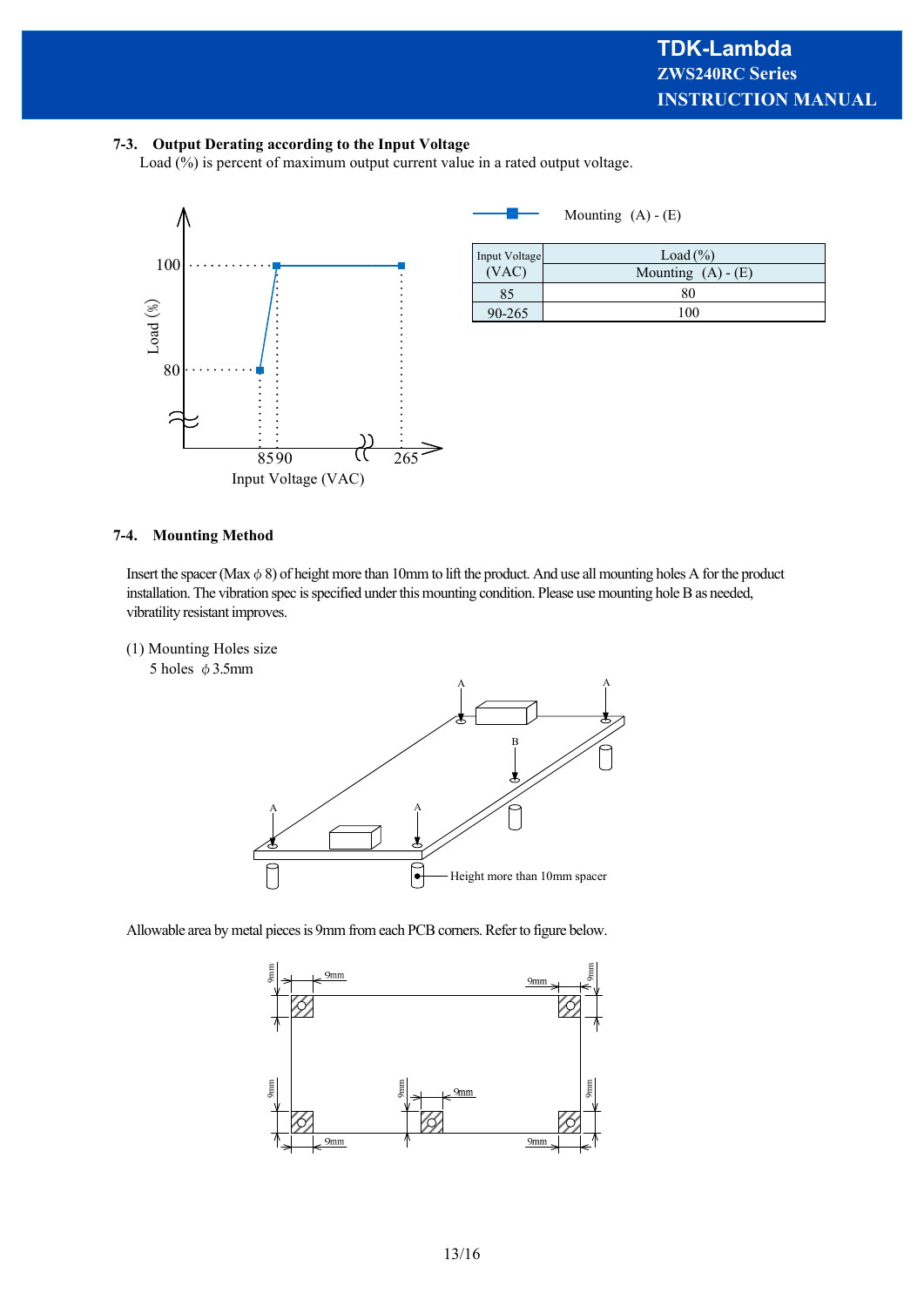## 7-3. Output Derating according to the Input Voltage

Load (%) is percent of maximum output current value in a rated output voltage.

| Input Voltage (VAC) | Load (%) Mounting (A) - (E) |
|---|---|
| 85 | 80 |
| 90-265 | 100 |

## 7-4. Mounting Method

Insert the spacer (Max ϕ 8) of height more than 10mm to lift the product. And use all mounting holes A for the product installation. The vibration spec is specified under this mounting condition. Please use mounting hole B as needed, vibratility resistant improves.

(1) Mounting Holes size

5 holes ϕ 3.5mm

Allowable area by metal pieces is 9mm from each PCB corners. Refer to figure below.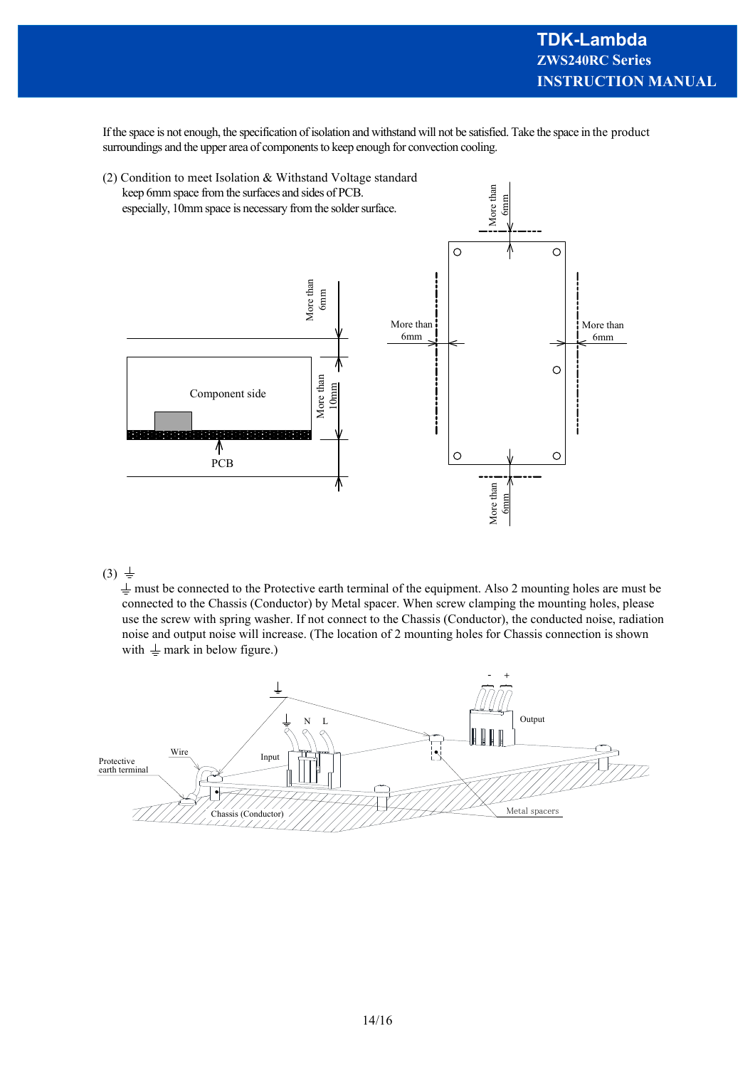If the space is not enough, the specification of isolation and withstand will not be satisfied. Take the space in the product surroundings and the upper area of components to keep enough for convection cooling.

(2) Condition to meet Isolation & Withstand Voltage standard

keep 6mm space from the surfaces and sides of PCB.

especially, 10mm space is necessary from the solder surface.

(3) ⏚

⏚ must be connected to the Protective earth terminal of the equipment. Also 2 mounting holes are must be connected to the Chassis (Conductor) by Metal spacer. When screw clamping the mounting holes, please use the screw with spring washer. If not connect to the Chassis (Conductor), the conducted noise, radiation noise and output noise will increase. (The location of 2 mounting holes for Chassis connection is shown with ⏚ mark in below figure.)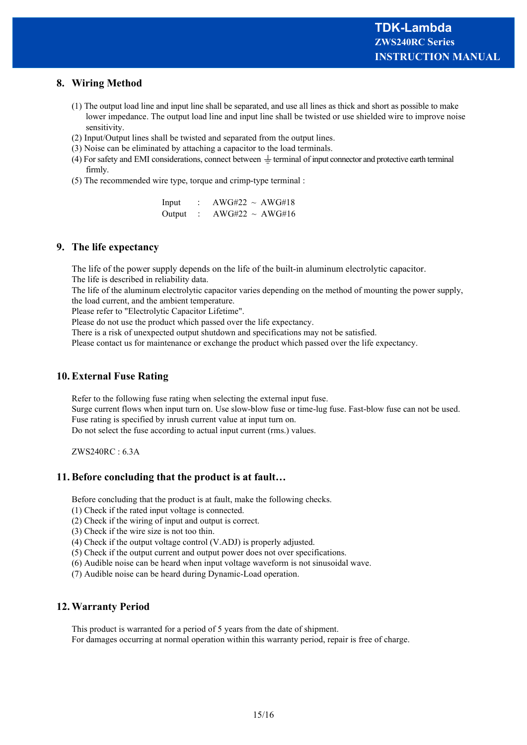## 8. Wiring Method

(1) The output load line and input line shall be separated, and use all lines as thick and short as possible to make lower impedance. The output load line and input line shall be twisted or use shielded wire to improve noise sensitivity.
(2) Input/Output lines shall be twisted and separated from the output lines.
(3) Noise can be eliminated by attaching a capacitor to the load terminals.
(4) For safety and EMI considerations, connect between ⏚ terminal of input connector and protective earth terminal firmly.
(5) The recommended wire type, torque and crimp-type terminal :

| | | |
|---|---|---|
| Input | : | AWG#22 ~ AWG#18 |
| Output | : | AWG#22 ~ AWG#16 |

## 9. The life expectancy

The life of the power supply depends on the life of the built-in aluminum electrolytic capacitor.
The life is described in reliability data.
The life of the aluminum electrolytic capacitor varies depending on the method of mounting the power supply, the load current, and the ambient temperature.
Please refer to "Electrolytic Capacitor Lifetime".
Please do not use the product which passed over the life expectancy.
There is a risk of unexpected output shutdown and specifications may not be satisfied.
Please contact us for maintenance or exchange the product which passed over the life expectancy.

## 10. External Fuse Rating

Refer to the following fuse rating when selecting the external input fuse.
Surge current flows when input turn on. Use slow-blow fuse or time-lug fuse. Fast-blow fuse can not be used.
Fuse rating is specified by inrush current value at input turn on.
Do not select the fuse according to actual input current (rms.) values.

ZWS240RC : 6.3A

## 11. Before concluding that the product is at fault…

Before concluding that the product is at fault, make the following checks.
(1) Check if the rated input voltage is connected.
(2) Check if the wiring of input and output is correct.
(3) Check if the wire size is not too thin.
(4) Check if the output voltage control (V.ADJ) is properly adjusted.
(5) Check if the output current and output power does not over specifications.
(6) Audible noise can be heard when input voltage waveform is not sinusoidal wave.
(7) Audible noise can be heard during Dynamic-Load operation.

## 12. Warranty Period

This product is warranted for a period of 5 years from the date of shipment.
For damages occurring at normal operation within this warranty period, repair is free of charge.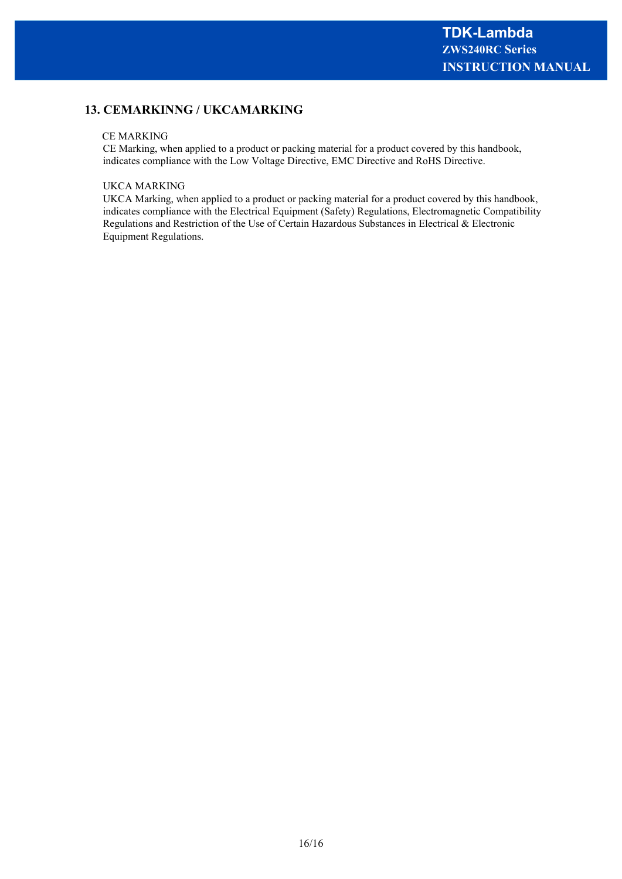## 13. CEMARKINNG / UKCAMARKING

CE MARKING
CE Marking, when applied to a product or packing material for a product covered by this handbook, indicates compliance with the Low Voltage Directive, EMC Directive and RoHS Directive.

UKCA MARKING
UKCA Marking, when applied to a product or packing material for a product covered by this handbook, indicates compliance with the Electrical Equipment (Safety) Regulations, Electromagnetic Compatibility Regulations and Restriction of the Use of Certain Hazardous Substances in Electrical & Electronic Equipment Regulations.